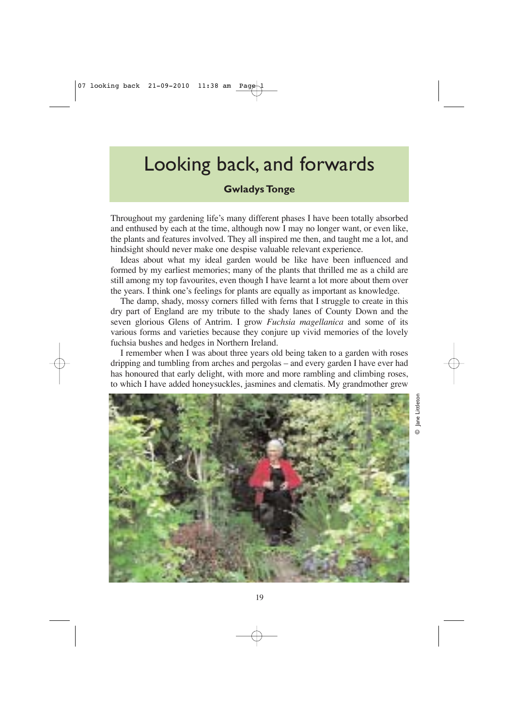# Looking back, and forwards

**Gwladys Tonge**

Throughout my gardening life's many different phases I have been totally absorbed and enthused by each at the time, although now I may no longer want, or even like, the plants and features involved. They all inspired me then, and taught me a lot, and hindsight should never make one despise valuable relevant experience.

Ideas about what my ideal garden would be like have been influenced and formed by my earliest memories; many of the plants that thrilled me as a child are still among my top favourites, even though I have learnt a lot more about them over the years. I think one's feelings for plants are equally as important as knowledge.

The damp, shady, mossy corners filled with ferns that I struggle to create in this dry part of England are my tribute to the shady lanes of County Down and the seven glorious Glens of Antrim. I grow *Fuchsia magellanica* and some of its various forms and varieties because they conjure up vivid memories of the lovely fuchsia bushes and hedges in Northern Ireland.

I remember when I was about three years old being taken to a garden with roses dripping and tumbling from arches and pergolas – and every garden I have ever had has honoured that early delight, with more and more rambling and climbing roses, to which I have added honeysuckles, jasmines and clematis. My grandmother grew

© Jane Littleton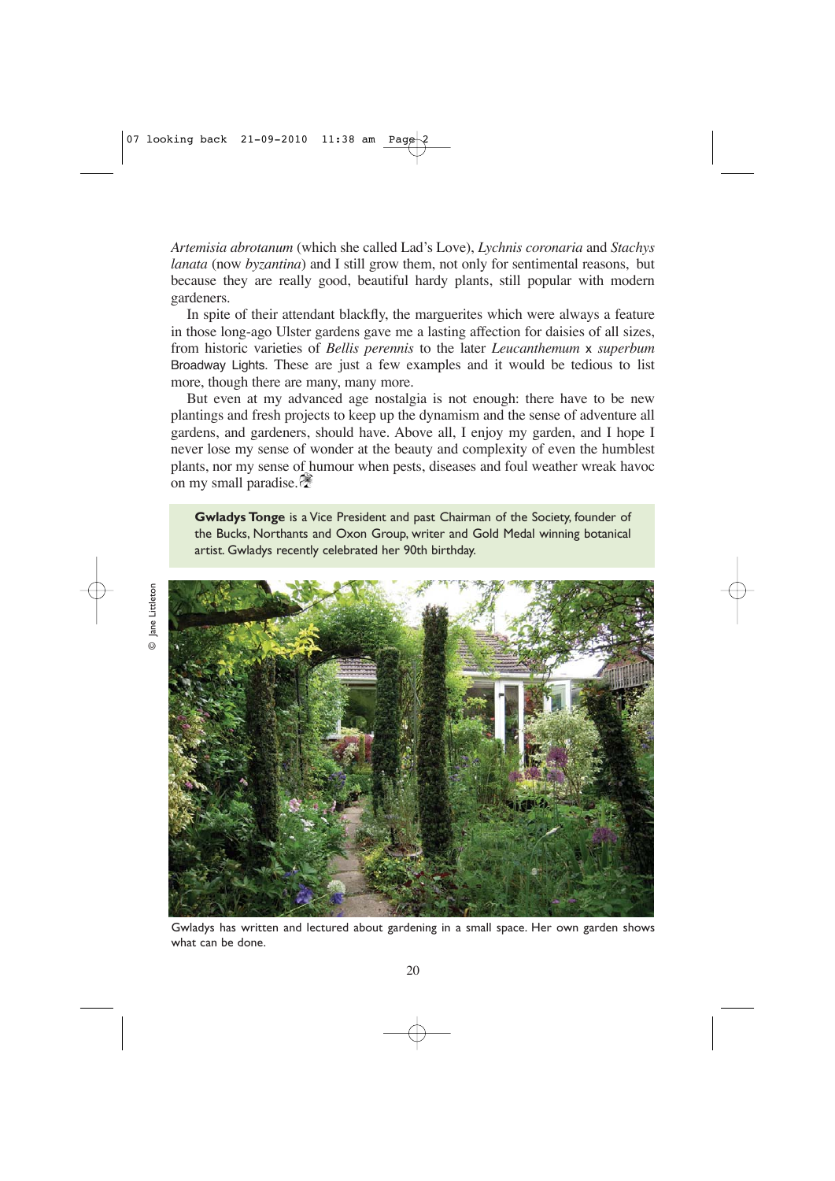*Artemisia abrotanum* (which she called Lad's Love), *Lychnis coronaria* and *Stachys lanata* (now *byzantina*) and I still grow them, not only for sentimental reasons, but because they are really good, beautiful hardy plants, still popular with modern gardeners.

In spite of their attendant blackfly, the marguerites which were always a feature in those long-ago Ulster gardens gave me a lasting affection for daisies of all sizes, from historic varieties of *Bellis perennis* to the later *Leucanthemum* x *superbum* Broadway Lights. These are just a few examples and it would be tedious to list more, though there are many, many more.

But even at my advanced age nostalgia is not enough: there have to be new plantings and fresh projects to keep up the dynamism and the sense of adventure all gardens, and gardeners, should have. Above all, I enjoy my garden, and I hope I never lose my sense of wonder at the beauty and complexity of even the humblest plants, nor my sense of humour when pests, diseases and foul weather wreak havoc on my small paradise.

**Gwladys Tonge** is a Vice President and past Chairman of the Society, founder of the Bucks, Northants and Oxon Group, writer and Gold Medal winning botanical artist. Gwladys recently celebrated her 90th birthday.

© Jane Littleton

Gwladys has written and lectured about gardening in a small space. Her own garden shows what can be done.